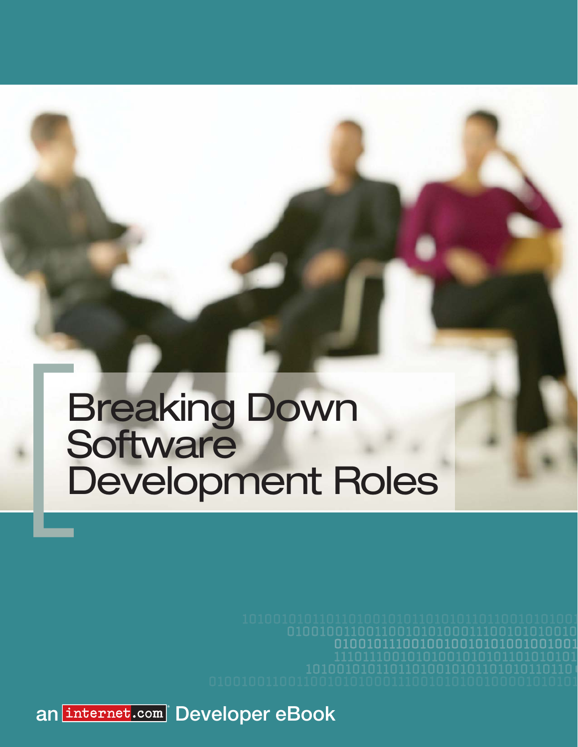# Breaking Down Software Development Roles

an internet.com Developer eBook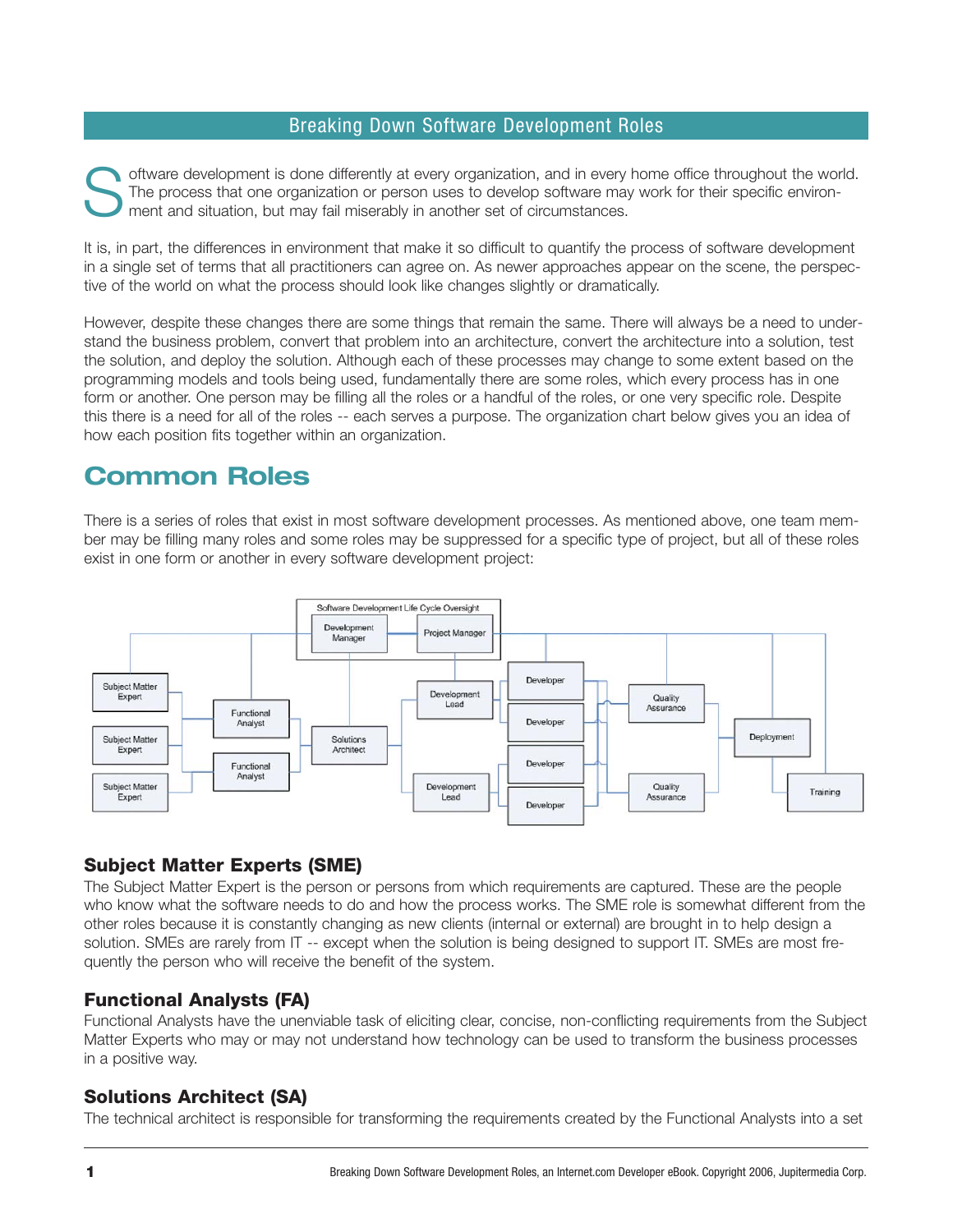## Breaking Down Software Development Roles

Software development is done differently at every organization, and in every home office throughout the world. The process that one organization or person uses to develop software may work for their specific environment and situation, but may fail miserably in another set of circumstances.

It is, in part, the differences in environment that make it so difficult to quantify the process of software development in a single set of terms that all practitioners can agree on. As newer approaches appear on the scene, the perspective of the world on what the process should look like changes slightly or dramatically.

However, despite these changes there are some things that remain the same. There will always be a need to understand the business problem, convert that problem into an architecture, convert the architecture into a solution, test the solution, and deploy the solution. Although each of these processes may change to some extent based on the programming models and tools being used, fundamentally there are some roles, which every process has in one form or another. One person may be filling all the roles or a handful of the roles, or one very specific role. Despite this there is a need for all of the roles -- each serves a purpose. The organization chart below gives you an idea of how each position fits together within an organization.

# Common Roles

There is a series of roles that exist in most software development processes. As mentioned above, one team member may be filling many roles and some roles may be suppressed for a specific type of project, but all of these roles exist in one form or another in every software development project:

Software Development Life Cycle Oversight: Development Manager, Project Manager

Subject Matter Expert, Subject Matter Expert, Subject Matter Expert, Functional Analyst, Functional Analyst, Solutions Architect, Development Lead, Development Lead, Developer, Developer, Developer, Developer, Quality Assurance, Quality Assurance, Deployment, Training

### Subject Matter Experts (SME)

The Subject Matter Expert is the person or persons from which requirements are captured. These are the people who know what the software needs to do and how the process works. The SME role is somewhat different from the other roles because it is constantly changing as new clients (internal or external) are brought in to help design a solution. SMEs are rarely from IT -- except when the solution is being designed to support IT. SMEs are most frequently the person who will receive the benefit of the system.

### Functional Analysts (FA)

Functional Analysts have the unenviable task of eliciting clear, concise, non-conflicting requirements from the Subject Matter Experts who may or may not understand how technology can be used to transform the business processes in a positive way.

### Solutions Architect (SA)

The technical architect is responsible for transforming the requirements created by the Functional Analysts into a set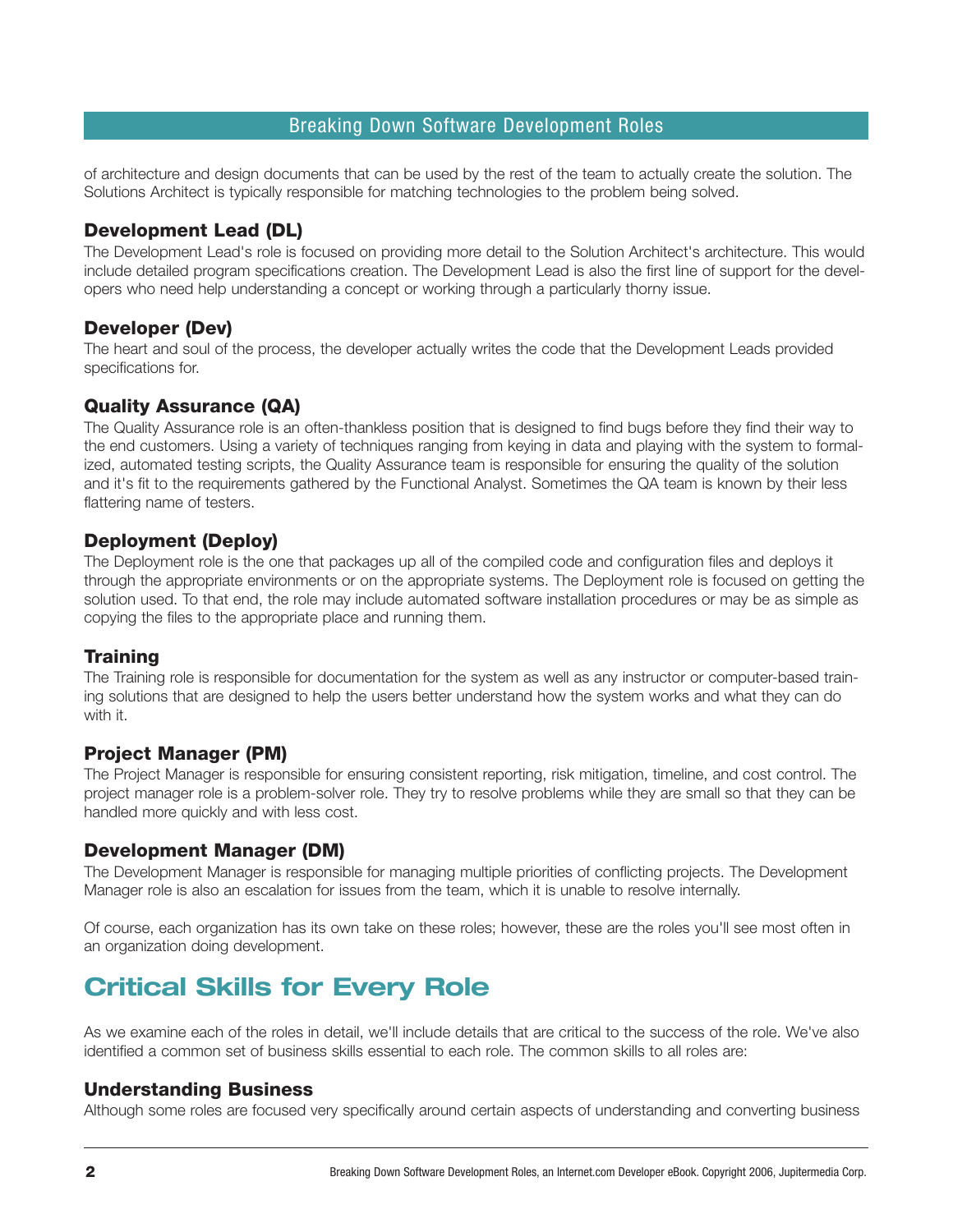of architecture and design documents that can be used by the rest of the team to actually create the solution. The Solutions Architect is typically responsible for matching technologies to the problem being solved.

### Development Lead (DL)

The Development Lead's role is focused on providing more detail to the Solution Architect's architecture. This would include detailed program specifications creation. The Development Lead is also the first line of support for the developers who need help understanding a concept or working through a particularly thorny issue.

### Developer (Dev)

The heart and soul of the process, the developer actually writes the code that the Development Leads provided specifications for.

### Quality Assurance (QA)

The Quality Assurance role is an often-thankless position that is designed to find bugs before they find their way to the end customers. Using a variety of techniques ranging from keying in data and playing with the system to formalized, automated testing scripts, the Quality Assurance team is responsible for ensuring the quality of the solution and it's fit to the requirements gathered by the Functional Analyst. Sometimes the QA team is known by their less flattering name of testers.

### Deployment (Deploy)

The Deployment role is the one that packages up all of the compiled code and configuration files and deploys it through the appropriate environments or on the appropriate systems. The Deployment role is focused on getting the solution used. To that end, the role may include automated software installation procedures or may be as simple as copying the files to the appropriate place and running them.

### Training

The Training role is responsible for documentation for the system as well as any instructor or computer-based training solutions that are designed to help the users better understand how the system works and what they can do with it.

### Project Manager (PM)

The Project Manager is responsible for ensuring consistent reporting, risk mitigation, timeline, and cost control. The project manager role is a problem-solver role. They try to resolve problems while they are small so that they can be handled more quickly and with less cost.

### Development Manager (DM)

The Development Manager is responsible for managing multiple priorities of conflicting projects. The Development Manager role is also an escalation for issues from the team, which it is unable to resolve internally.

Of course, each organization has its own take on these roles; however, these are the roles you'll see most often in an organization doing development.

## Critical Skills for Every Role

As we examine each of the roles in detail, we'll include details that are critical to the success of the role. We've also identified a common set of business skills essential to each role. The common skills to all roles are:

### Understanding Business

Although some roles are focused very specifically around certain aspects of understanding and converting business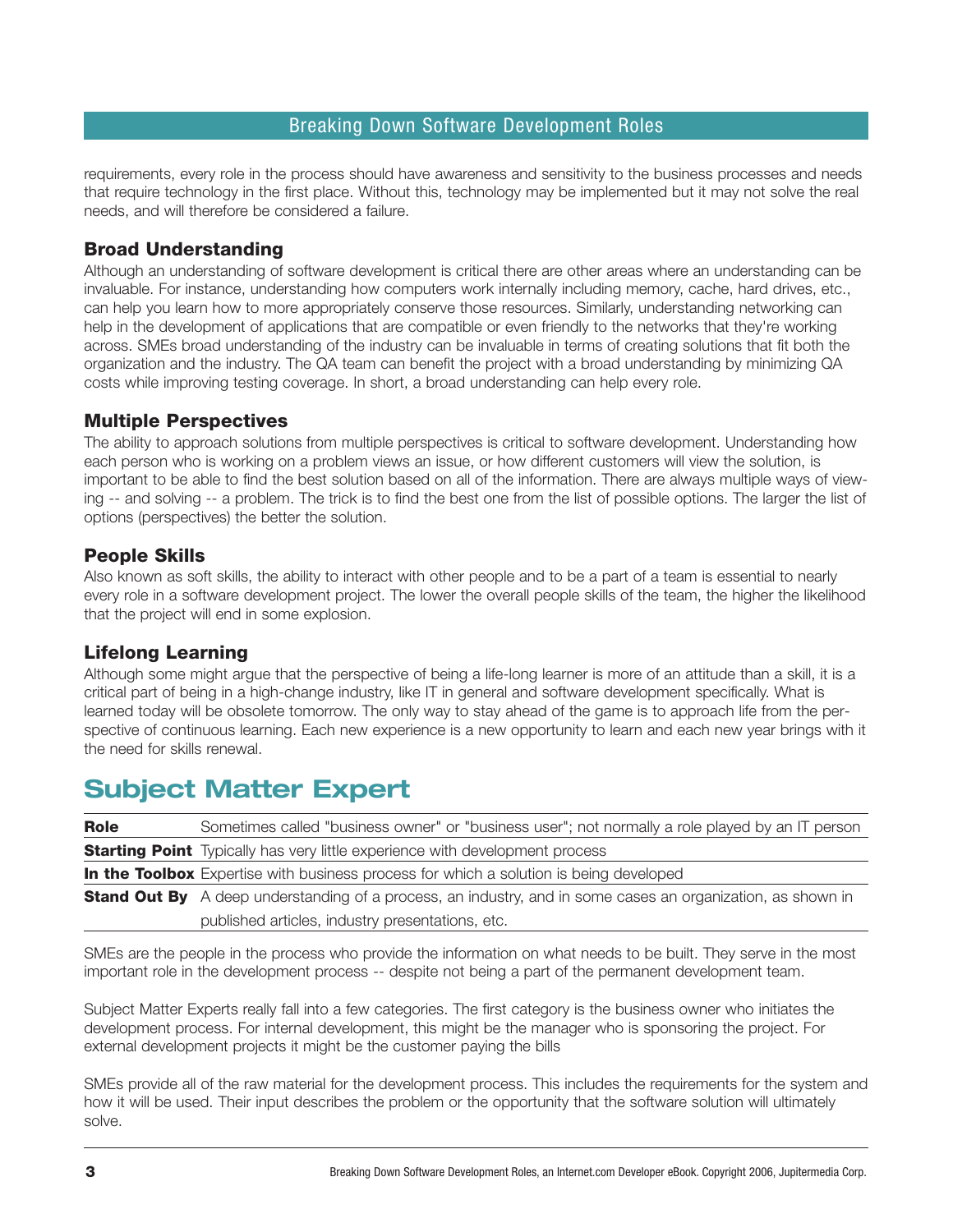requirements, every role in the process should have awareness and sensitivity to the business processes and needs that require technology in the first place. Without this, technology may be implemented but it may not solve the real needs, and will therefore be considered a failure.

### Broad Understanding

Although an understanding of software development is critical there are other areas where an understanding can be invaluable. For instance, understanding how computers work internally including memory, cache, hard drives, etc., can help you learn how to more appropriately conserve those resources. Similarly, understanding networking can help in the development of applications that are compatible or even friendly to the networks that they're working across. SMEs broad understanding of the industry can be invaluable in terms of creating solutions that fit both the organization and the industry. The QA team can benefit the project with a broad understanding by minimizing QA costs while improving testing coverage. In short, a broad understanding can help every role.

### Multiple Perspectives

The ability to approach solutions from multiple perspectives is critical to software development. Understanding how each person who is working on a problem views an issue, or how different customers will view the solution, is important to be able to find the best solution based on all of the information. There are always multiple ways of viewing -- and solving -- a problem. The trick is to find the best one from the list of possible options. The larger the list of options (perspectives) the better the solution.

### People Skills

Also known as soft skills, the ability to interact with other people and to be a part of a team is essential to nearly every role in a software development project. The lower the overall people skills of the team, the higher the likelihood that the project will end in some explosion.

### Lifelong Learning

Although some might argue that the perspective of being a life-long learner is more of an attitude than a skill, it is a critical part of being in a high-change industry, like IT in general and software development specifically. What is learned today will be obsolete tomorrow. The only way to stay ahead of the game is to approach life from the perspective of continuous learning. Each new experience is a new opportunity to learn and each new year brings with it the need for skills renewal.

## Subject Matter Expert

| | |
|---|---|
| **Role** | Sometimes called "business owner" or "business user"; not normally a role played by an IT person |
| **Starting Point** | Typically has very little experience with development process |
| **In the Toolbox** | Expertise with business process for which a solution is being developed |
| **Stand Out By** | A deep understanding of a process, an industry, and in some cases an organization, as shown in published articles, industry presentations, etc. |

SMEs are the people in the process who provide the information on what needs to be built. They serve in the most important role in the development process -- despite not being a part of the permanent development team.

Subject Matter Experts really fall into a few categories. The first category is the business owner who initiates the development process. For internal development, this might be the manager who is sponsoring the project. For external development projects it might be the customer paying the bills

SMEs provide all of the raw material for the development process. This includes the requirements for the system and how it will be used. Their input describes the problem or the opportunity that the software solution will ultimately solve.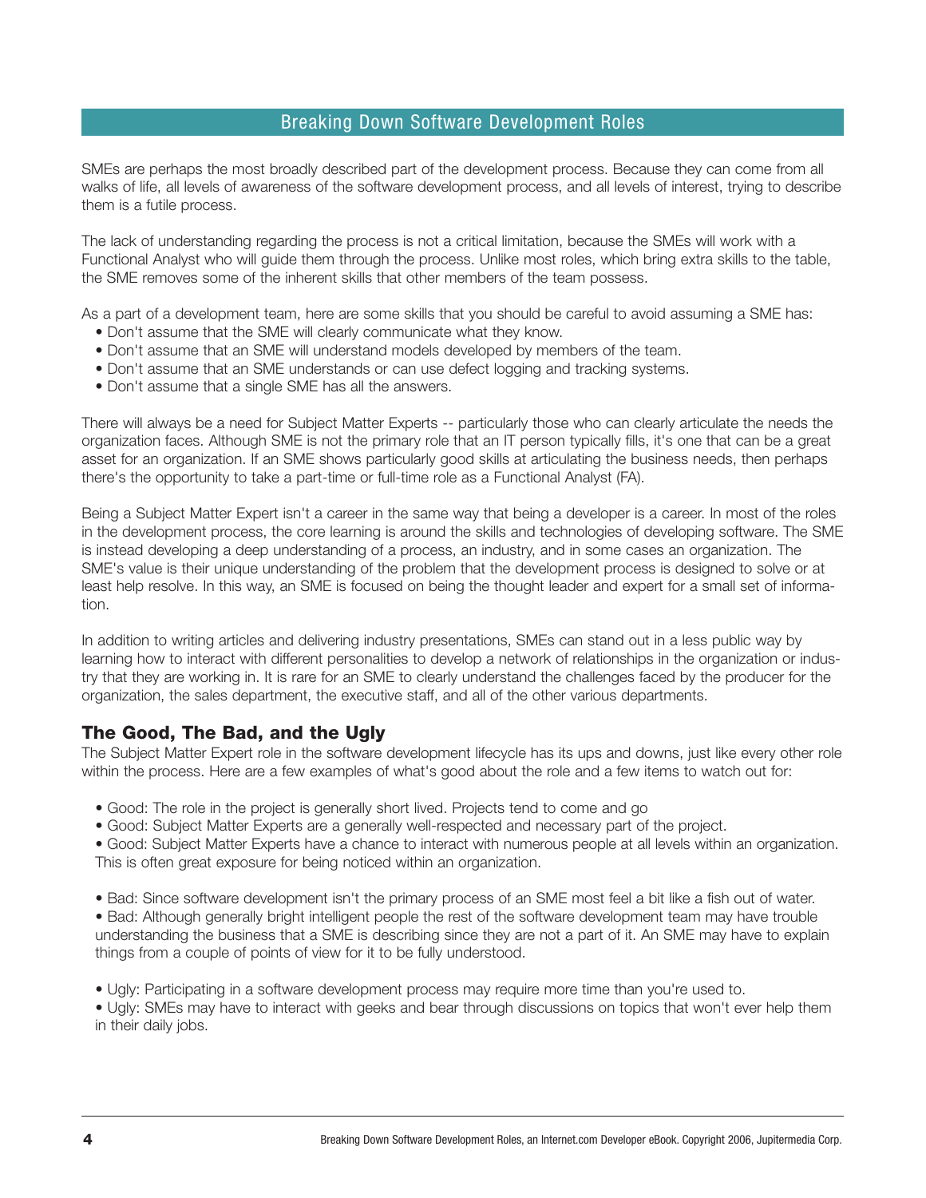SMEs are perhaps the most broadly described part of the development process. Because they can come from all walks of life, all levels of awareness of the software development process, and all levels of interest, trying to describe them is a futile process.

The lack of understanding regarding the process is not a critical limitation, because the SMEs will work with a Functional Analyst who will guide them through the process. Unlike most roles, which bring extra skills to the table, the SME removes some of the inherent skills that other members of the team possess.

As a part of a development team, here are some skills that you should be careful to avoid assuming a SME has:

- Don't assume that the SME will clearly communicate what they know.
- Don't assume that an SME will understand models developed by members of the team.
- Don't assume that an SME understands or can use defect logging and tracking systems.
- Don't assume that a single SME has all the answers.

There will always be a need for Subject Matter Experts -- particularly those who can clearly articulate the needs the organization faces. Although SME is not the primary role that an IT person typically fills, it's one that can be a great asset for an organization. If an SME shows particularly good skills at articulating the business needs, then perhaps there's the opportunity to take a part-time or full-time role as a Functional Analyst (FA).

Being a Subject Matter Expert isn't a career in the same way that being a developer is a career. In most of the roles in the development process, the core learning is around the skills and technologies of developing software. The SME is instead developing a deep understanding of a process, an industry, and in some cases an organization. The SME's value is their unique understanding of the problem that the development process is designed to solve or at least help resolve. In this way, an SME is focused on being the thought leader and expert for a small set of information.

In addition to writing articles and delivering industry presentations, SMEs can stand out in a less public way by learning how to interact with different personalities to develop a network of relationships in the organization or industry that they are working in. It is rare for an SME to clearly understand the challenges faced by the producer for the organization, the sales department, the executive staff, and all of the other various departments.

## The Good, The Bad, and the Ugly

The Subject Matter Expert role in the software development lifecycle has its ups and downs, just like every other role within the process. Here are a few examples of what's good about the role and a few items to watch out for:

- Good: The role in the project is generally short lived. Projects tend to come and go
- Good: Subject Matter Experts are a generally well-respected and necessary part of the project.
- Good: Subject Matter Experts have a chance to interact with numerous people at all levels within an organization. This is often great exposure for being noticed within an organization.

- Bad: Since software development isn't the primary process of an SME most feel a bit like a fish out of water.
- Bad: Although generally bright intelligent people the rest of the software development team may have trouble understanding the business that a SME is describing since they are not a part of it. An SME may have to explain things from a couple of points of view for it to be fully understood.

- Ugly: Participating in a software development process may require more time than you're used to.
- Ugly: SMEs may have to interact with geeks and bear through discussions on topics that won't ever help them in their daily jobs.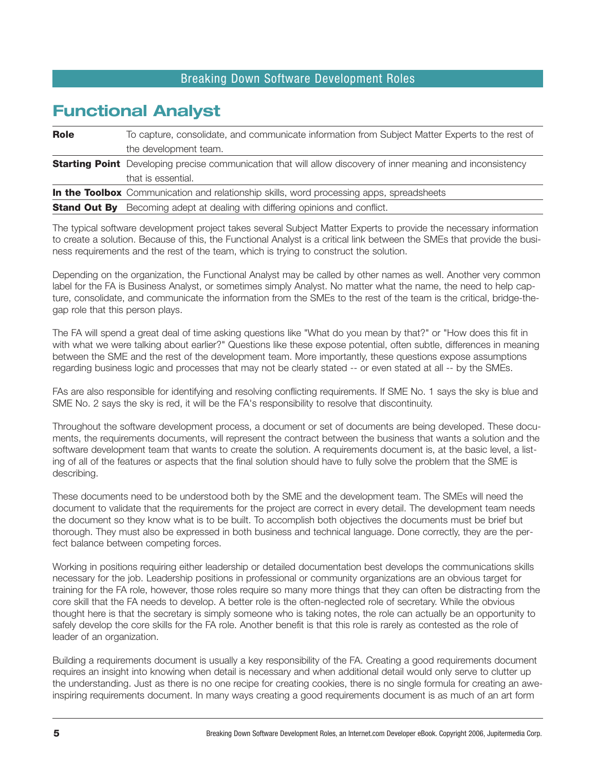## Functional Analyst

| | |
|---|---|
| **Role** | To capture, consolidate, and communicate information from Subject Matter Experts to the rest of the development team. |
| **Starting Point** | Developing precise communication that will allow discovery of inner meaning and inconsistency that is essential. |
| **In the Toolbox** | Communication and relationship skills, word processing apps, spreadsheets |
| **Stand Out By** | Becoming adept at dealing with differing opinions and conflict. |

The typical software development project takes several Subject Matter Experts to provide the necessary information to create a solution. Because of this, the Functional Analyst is a critical link between the SMEs that provide the business requirements and the rest of the team, which is trying to construct the solution.

Depending on the organization, the Functional Analyst may be called by other names as well. Another very common label for the FA is Business Analyst, or sometimes simply Analyst. No matter what the name, the need to help capture, consolidate, and communicate the information from the SMEs to the rest of the team is the critical, bridge-the-gap role that this person plays.

The FA will spend a great deal of time asking questions like "What do you mean by that?" or "How does this fit in with what we were talking about earlier?" Questions like these expose potential, often subtle, differences in meaning between the SME and the rest of the development team. More importantly, these questions expose assumptions regarding business logic and processes that may not be clearly stated -- or even stated at all -- by the SMEs.

FAs are also responsible for identifying and resolving conflicting requirements. If SME No. 1 says the sky is blue and SME No. 2 says the sky is red, it will be the FA's responsibility to resolve that discontinuity.

Throughout the software development process, a document or set of documents are being developed. These documents, the requirements documents, will represent the contract between the business that wants a solution and the software development team that wants to create the solution. A requirements document is, at the basic level, a listing of all of the features or aspects that the final solution should have to fully solve the problem that the SME is describing.

These documents need to be understood both by the SME and the development team. The SMEs will need the document to validate that the requirements for the project are correct in every detail. The development team needs the document so they know what is to be built. To accomplish both objectives the documents must be brief but thorough. They must also be expressed in both business and technical language. Done correctly, they are the perfect balance between competing forces.

Working in positions requiring either leadership or detailed documentation best develops the communications skills necessary for the job. Leadership positions in professional or community organizations are an obvious target for training for the FA role, however, those roles require so many more things that they can often be distracting from the core skill that the FA needs to develop. A better role is the often-neglected role of secretary. While the obvious thought here is that the secretary is simply someone who is taking notes, the role can actually be an opportunity to safely develop the core skills for the FA role. Another benefit is that this role is rarely as contested as the role of leader of an organization.

Building a requirements document is usually a key responsibility of the FA. Creating a good requirements document requires an insight into knowing when detail is necessary and when additional detail would only serve to clutter up the understanding. Just as there is no one recipe for creating cookies, there is no single formula for creating an awe-inspiring requirements document. In many ways creating a good requirements document is as much of an art form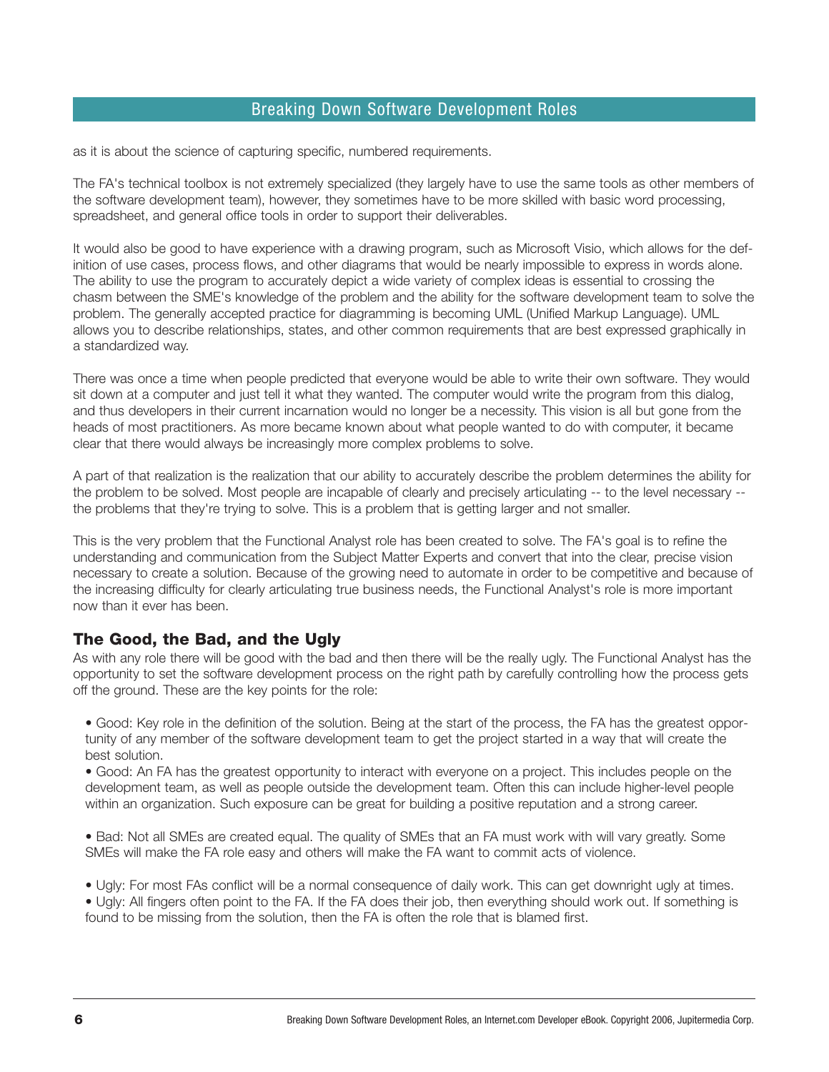as it is about the science of capturing specific, numbered requirements.

The FA's technical toolbox is not extremely specialized (they largely have to use the same tools as other members of the software development team), however, they sometimes have to be more skilled with basic word processing, spreadsheet, and general office tools in order to support their deliverables.

It would also be good to have experience with a drawing program, such as Microsoft Visio, which allows for the definition of use cases, process flows, and other diagrams that would be nearly impossible to express in words alone. The ability to use the program to accurately depict a wide variety of complex ideas is essential to crossing the chasm between the SME's knowledge of the problem and the ability for the software development team to solve the problem. The generally accepted practice for diagramming is becoming UML (Unified Markup Language). UML allows you to describe relationships, states, and other common requirements that are best expressed graphically in a standardized way.

There was once a time when people predicted that everyone would be able to write their own software. They would sit down at a computer and just tell it what they wanted. The computer would write the program from this dialog, and thus developers in their current incarnation would no longer be a necessity. This vision is all but gone from the heads of most practitioners. As more became known about what people wanted to do with computer, it became clear that there would always be increasingly more complex problems to solve.

A part of that realization is the realization that our ability to accurately describe the problem determines the ability for the problem to be solved. Most people are incapable of clearly and precisely articulating -- to the level necessary -- the problems that they're trying to solve. This is a problem that is getting larger and not smaller.

This is the very problem that the Functional Analyst role has been created to solve. The FA's goal is to refine the understanding and communication from the Subject Matter Experts and convert that into the clear, precise vision necessary to create a solution. Because of the growing need to automate in order to be competitive and because of the increasing difficulty for clearly articulating true business needs, the Functional Analyst's role is more important now than it ever has been.

## The Good, the Bad, and the Ugly

As with any role there will be good with the bad and then there will be the really ugly. The Functional Analyst has the opportunity to set the software development process on the right path by carefully controlling how the process gets off the ground. These are the key points for the role:

- Good: Key role in the definition of the solution. Being at the start of the process, the FA has the greatest opportunity of any member of the software development team to get the project started in a way that will create the best solution.
- Good: An FA has the greatest opportunity to interact with everyone on a project. This includes people on the development team, as well as people outside the development team. Often this can include higher-level people within an organization. Such exposure can be great for building a positive reputation and a strong career.

- Bad: Not all SMEs are created equal. The quality of SMEs that an FA must work with will vary greatly. Some SMEs will make the FA role easy and others will make the FA want to commit acts of violence.

- Ugly: For most FAs conflict will be a normal consequence of daily work. This can get downright ugly at times.
- Ugly: All fingers often point to the FA. If the FA does their job, then everything should work out. If something is found to be missing from the solution, then the FA is often the role that is blamed first.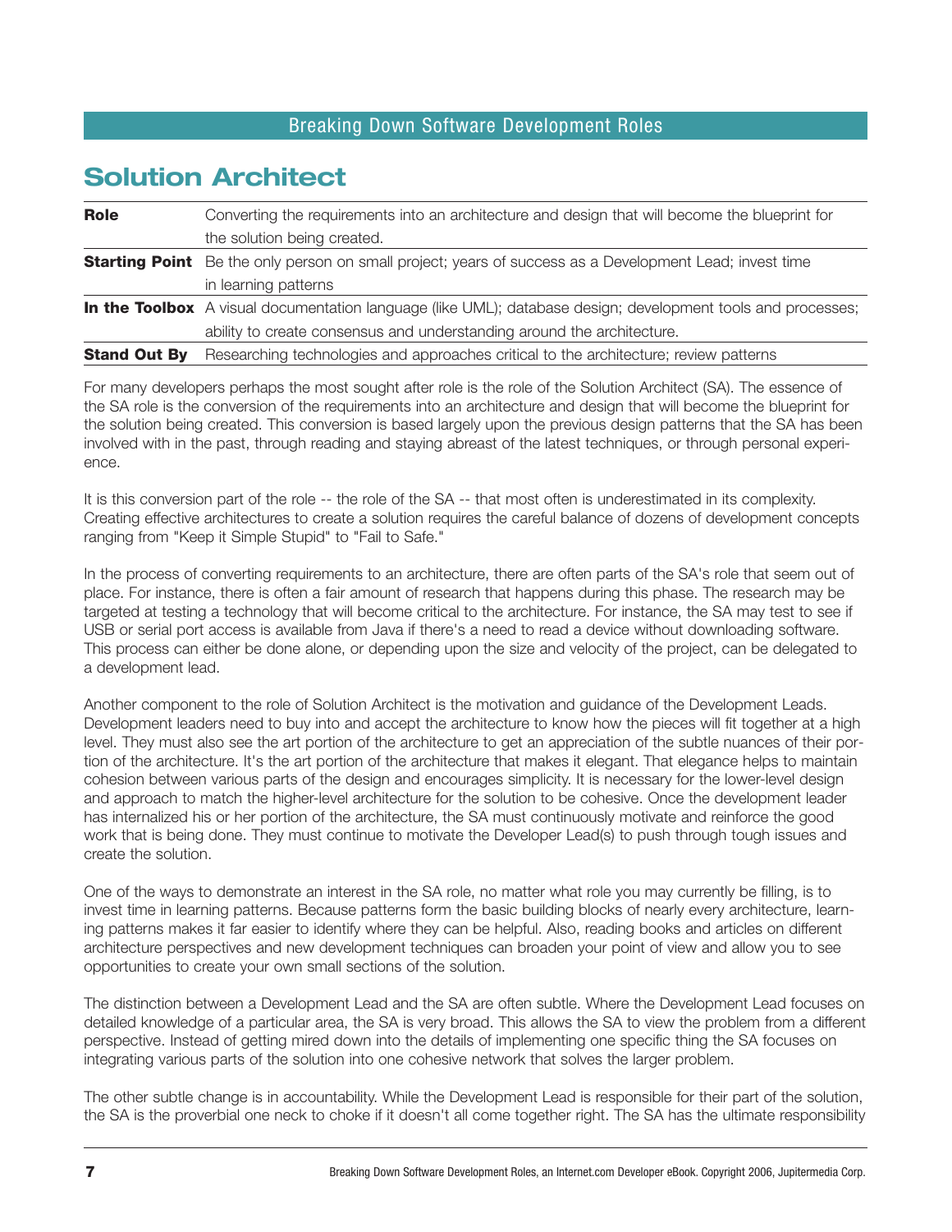## Solution Architect

| | |
|---|---|
| **Role** | Converting the requirements into an architecture and design that will become the blueprint for the solution being created. |
| **Starting Point** | Be the only person on small project; years of success as a Development Lead; invest time in learning patterns |
| **In the Toolbox** | A visual documentation language (like UML); database design; development tools and processes; ability to create consensus and understanding around the architecture. |
| **Stand Out By** | Researching technologies and approaches critical to the architecture; review patterns |

For many developers perhaps the most sought after role is the role of the Solution Architect (SA). The essence of the SA role is the conversion of the requirements into an architecture and design that will become the blueprint for the solution being created. This conversion is based largely upon the previous design patterns that the SA has been involved with in the past, through reading and staying abreast of the latest techniques, or through personal experience.

It is this conversion part of the role -- the role of the SA -- that most often is underestimated in its complexity. Creating effective architectures to create a solution requires the careful balance of dozens of development concepts ranging from "Keep it Simple Stupid" to "Fail to Safe."

In the process of converting requirements to an architecture, there are often parts of the SA's role that seem out of place. For instance, there is often a fair amount of research that happens during this phase. The research may be targeted at testing a technology that will become critical to the architecture. For instance, the SA may test to see if USB or serial port access is available from Java if there's a need to read a device without downloading software. This process can either be done alone, or depending upon the size and velocity of the project, can be delegated to a development lead.

Another component to the role of Solution Architect is the motivation and guidance of the Development Leads. Development leaders need to buy into and accept the architecture to know how the pieces will fit together at a high level. They must also see the art portion of the architecture to get an appreciation of the subtle nuances of their portion of the architecture. It's the art portion of the architecture that makes it elegant. That elegance helps to maintain cohesion between various parts of the design and encourages simplicity. It is necessary for the lower-level design and approach to match the higher-level architecture for the solution to be cohesive. Once the development leader has internalized his or her portion of the architecture, the SA must continuously motivate and reinforce the good work that is being done. They must continue to motivate the Developer Lead(s) to push through tough issues and create the solution.

One of the ways to demonstrate an interest in the SA role, no matter what role you may currently be filling, is to invest time in learning patterns. Because patterns form the basic building blocks of nearly every architecture, learning patterns makes it far easier to identify where they can be helpful. Also, reading books and articles on different architecture perspectives and new development techniques can broaden your point of view and allow you to see opportunities to create your own small sections of the solution.

The distinction between a Development Lead and the SA are often subtle. Where the Development Lead focuses on detailed knowledge of a particular area, the SA is very broad. This allows the SA to view the problem from a different perspective. Instead of getting mired down into the details of implementing one specific thing the SA focuses on integrating various parts of the solution into one cohesive network that solves the larger problem.

The other subtle change is in accountability. While the Development Lead is responsible for their part of the solution, the SA is the proverbial one neck to choke if it doesn't all come together right. The SA has the ultimate responsibility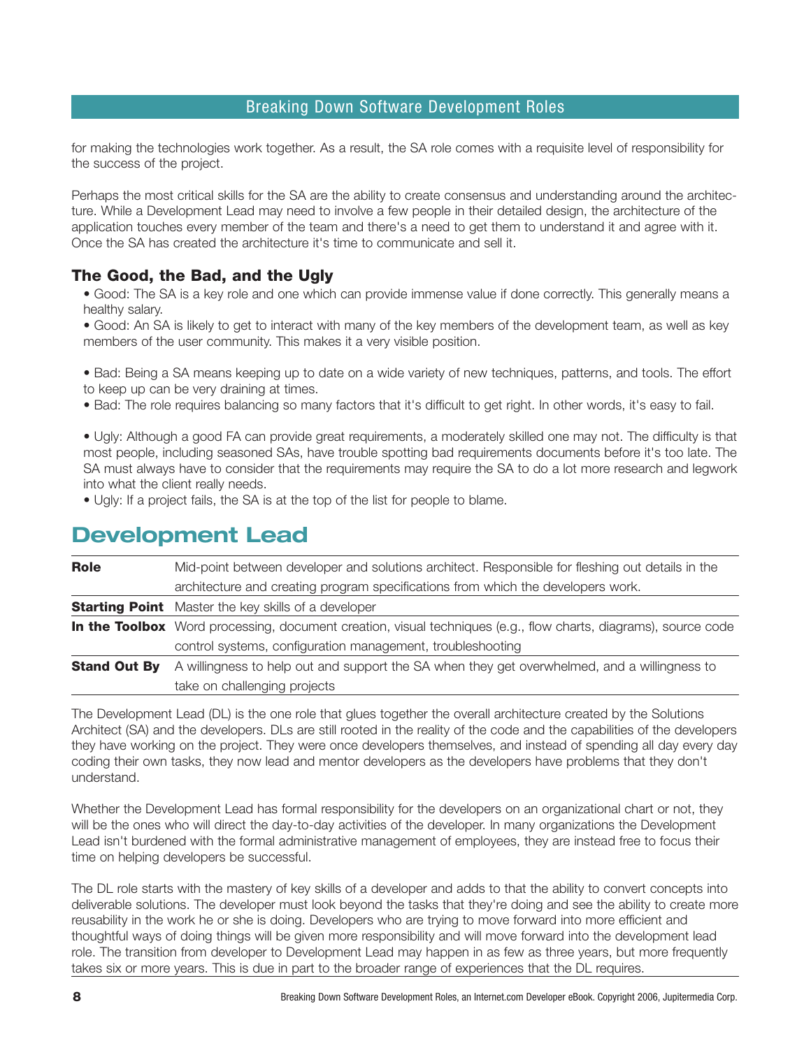for making the technologies work together. As a result, the SA role comes with a requisite level of responsibility for the success of the project.

Perhaps the most critical skills for the SA are the ability to create consensus and understanding around the architecture. While a Development Lead may need to involve a few people in their detailed design, the architecture of the application touches every member of the team and there's a need to get them to understand it and agree with it. Once the SA has created the architecture it's time to communicate and sell it.

### The Good, the Bad, and the Ugly

- Good: The SA is a key role and one which can provide immense value if done correctly. This generally means a healthy salary.
- Good: An SA is likely to get to interact with many of the key members of the development team, as well as key members of the user community. This makes it a very visible position.

- Bad: Being a SA means keeping up to date on a wide variety of new techniques, patterns, and tools. The effort to keep up can be very draining at times.
- Bad: The role requires balancing so many factors that it's difficult to get right. In other words, it's easy to fail.

- Ugly: Although a good FA can provide great requirements, a moderately skilled one may not. The difficulty is that most people, including seasoned SAs, have trouble spotting bad requirements documents before it's too late. The SA must always have to consider that the requirements may require the SA to do a lot more research and legwork into what the client really needs.
- Ugly: If a project fails, the SA is at the top of the list for people to blame.

## Development Lead

| | |
|---|---|
| **Role** | Mid-point between developer and solutions architect. Responsible for fleshing out details in the architecture and creating program specifications from which the developers work. |
| **Starting Point** | Master the key skills of a developer |
| **In the Toolbox** | Word processing, document creation, visual techniques (e.g., flow charts, diagrams), source code control systems, configuration management, troubleshooting |
| **Stand Out By** | A willingness to help out and support the SA when they get overwhelmed, and a willingness to take on challenging projects |

The Development Lead (DL) is the one role that glues together the overall architecture created by the Solutions Architect (SA) and the developers. DLs are still rooted in the reality of the code and the capabilities of the developers they have working on the project. They were once developers themselves, and instead of spending all day every day coding their own tasks, they now lead and mentor developers as the developers have problems that they don't understand.

Whether the Development Lead has formal responsibility for the developers on an organizational chart or not, they will be the ones who will direct the day-to-day activities of the developer. In many organizations the Development Lead isn't burdened with the formal administrative management of employees, they are instead free to focus their time on helping developers be successful.

The DL role starts with the mastery of key skills of a developer and adds to that the ability to convert concepts into deliverable solutions. The developer must look beyond the tasks that they're doing and see the ability to create more reusability in the work he or she is doing. Developers who are trying to move forward into more efficient and thoughtful ways of doing things will be given more responsibility and will move forward into the development lead role. The transition from developer to Development Lead may happen in as few as three years, but more frequently takes six or more years. This is due in part to the broader range of experiences that the DL requires.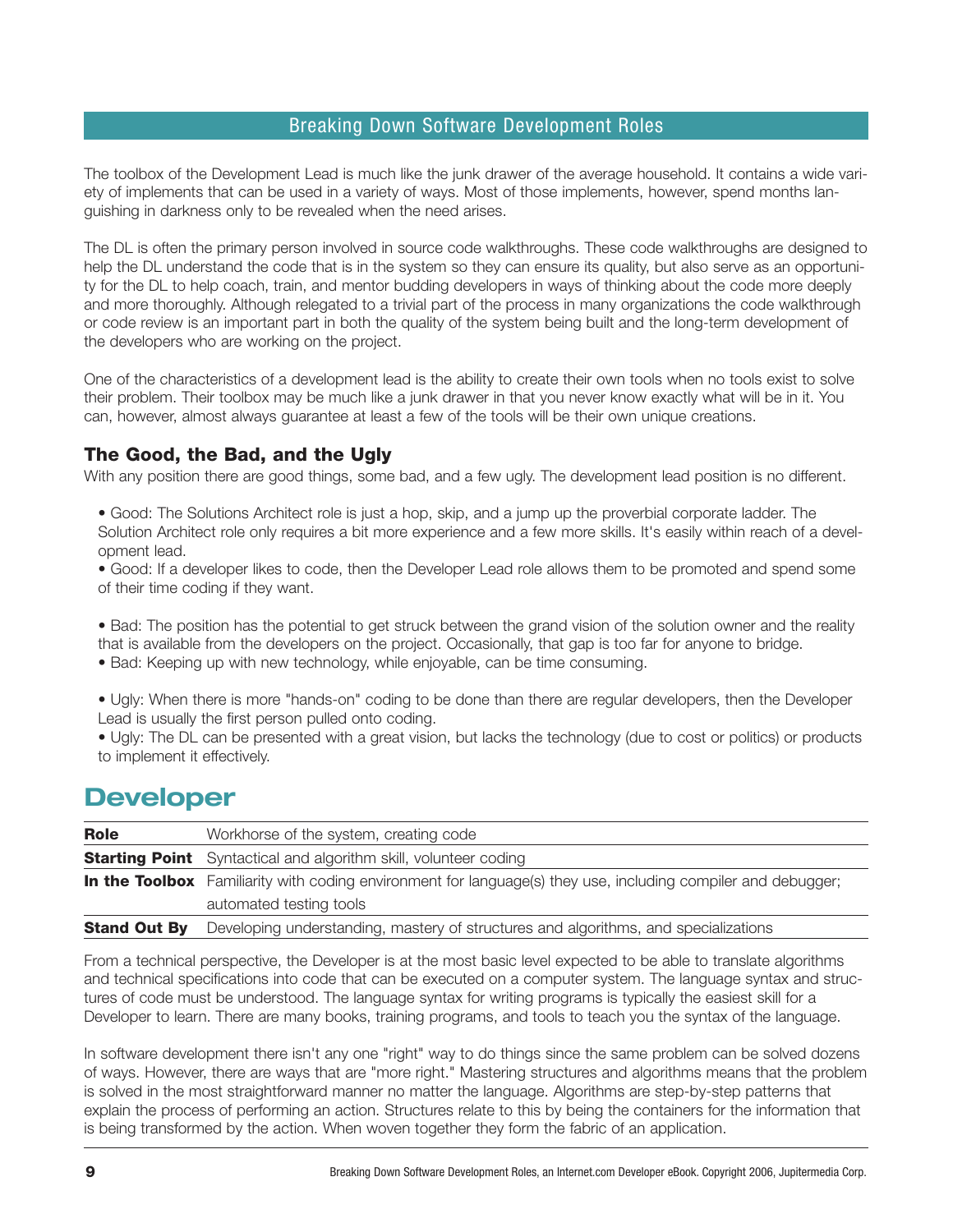The toolbox of the Development Lead is much like the junk drawer of the average household. It contains a wide variety of implements that can be used in a variety of ways. Most of those implements, however, spend months languishing in darkness only to be revealed when the need arises.

The DL is often the primary person involved in source code walkthroughs. These code walkthroughs are designed to help the DL understand the code that is in the system so they can ensure its quality, but also serve as an opportunity for the DL to help coach, train, and mentor budding developers in ways of thinking about the code more deeply and more thoroughly. Although relegated to a trivial part of the process in many organizations the code walkthrough or code review is an important part in both the quality of the system being built and the long-term development of the developers who are working on the project.

One of the characteristics of a development lead is the ability to create their own tools when no tools exist to solve their problem. Their toolbox may be much like a junk drawer in that you never know exactly what will be in it. You can, however, almost always guarantee at least a few of the tools will be their own unique creations.

### The Good, the Bad, and the Ugly

With any position there are good things, some bad, and a few ugly. The development lead position is no different.

- Good: The Solutions Architect role is just a hop, skip, and a jump up the proverbial corporate ladder. The Solution Architect role only requires a bit more experience and a few more skills. It's easily within reach of a development lead.
- Good: If a developer likes to code, then the Developer Lead role allows them to be promoted and spend some of their time coding if they want.

- Bad: The position has the potential to get struck between the grand vision of the solution owner and the reality that is available from the developers on the project. Occasionally, that gap is too far for anyone to bridge.
- Bad: Keeping up with new technology, while enjoyable, can be time consuming.

- Ugly: When there is more "hands-on" coding to be done than there are regular developers, then the Developer Lead is usually the first person pulled onto coding.
- Ugly: The DL can be presented with a great vision, but lacks the technology (due to cost or politics) or products to implement it effectively.

## Developer

| | |
|---|---|
| **Role** | Workhorse of the system, creating code |
| **Starting Point** | Syntactical and algorithm skill, volunteer coding |
| **In the Toolbox** | Familiarity with coding environment for language(s) they use, including compiler and debugger; automated testing tools |
| **Stand Out By** | Developing understanding, mastery of structures and algorithms, and specializations |

From a technical perspective, the Developer is at the most basic level expected to be able to translate algorithms and technical specifications into code that can be executed on a computer system. The language syntax and structures of code must be understood. The language syntax for writing programs is typically the easiest skill for a Developer to learn. There are many books, training programs, and tools to teach you the syntax of the language.

In software development there isn't any one "right" way to do things since the same problem can be solved dozens of ways. However, there are ways that are "more right." Mastering structures and algorithms means that the problem is solved in the most straightforward manner no matter the language. Algorithms are step-by-step patterns that explain the process of performing an action. Structures relate to this by being the containers for the information that is being transformed by the action. When woven together they form the fabric of an application.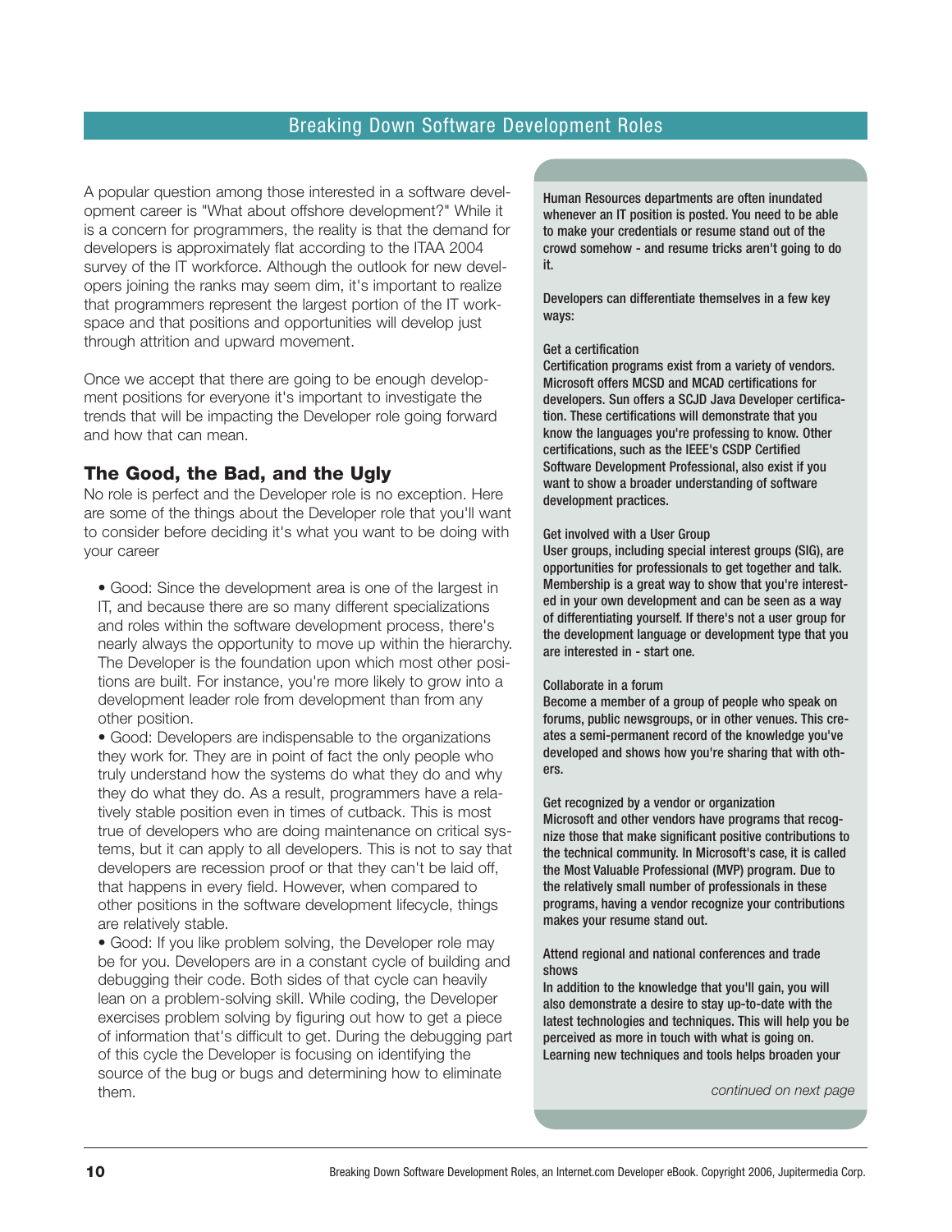A popular question among those interested in a software development career is "What about offshore development?" While it is a concern for programmers, the reality is that the demand for developers is approximately flat according to the ITAA 2004 survey of the IT workforce. Although the outlook for new developers joining the ranks may seem dim, it's important to realize that programmers represent the largest portion of the IT workspace and that positions and opportunities will develop just through attrition and upward movement.

Once we accept that there are going to be enough development positions for everyone it's important to investigate the trends that will be impacting the Developer role going forward and how that can mean.

## The Good, the Bad, and the Ugly

No role is perfect and the Developer role is no exception. Here are some of the things about the Developer role that you'll want to consider before deciding it's what you want to be doing with your career

- Good: Since the development area is one of the largest in IT, and because there are so many different specializations and roles within the software development process, there's nearly always the opportunity to move up within the hierarchy. The Developer is the foundation upon which most other positions are built. For instance, you're more likely to grow into a development leader role from development than from any other position.
- Good: Developers are indispensable to the organizations they work for. They are in point of fact the only people who truly understand how the systems do what they do and why they do what they do. As a result, programmers have a relatively stable position even in times of cutback. This is most true of developers who are doing maintenance on critical systems, but it can apply to all developers. This is not to say that developers are recession proof or that they can't be laid off, that happens in every field. However, when compared to other positions in the software development lifecycle, things are relatively stable.
- Good: If you like problem solving, the Developer role may be for you. Developers are in a constant cycle of building and debugging their code. Both sides of that cycle can heavily lean on a problem-solving skill. While coding, the Developer exercises problem solving by figuring out how to get a piece of information that's difficult to get. During the debugging part of this cycle the Developer is focusing on identifying the source of the bug or bugs and determining how to eliminate them.

Human Resources departments are often inundated whenever an IT position is posted. You need to be able to make your credentials or resume stand out of the crowd somehow - and resume tricks aren't going to do it.

Developers can differentiate themselves in a few key ways:

**Get a certification**
Certification programs exist from a variety of vendors. Microsoft offers MCSD and MCAD certifications for developers. Sun offers a SCJD Java Developer certification. These certifications will demonstrate that you know the languages you're professing to know. Other certifications, such as the IEEE's CSDP Certified Software Development Professional, also exist if you want to show a broader understanding of software development practices.

**Get involved with a User Group**
User groups, including special interest groups (SIG), are opportunities for professionals to get together and talk. Membership is a great way to show that you're interested in your own development and can be seen as a way of differentiating yourself. If there's not a user group for the development language or development type that you are interested in - start one.

**Collaborate in a forum**
Become a member of a group of people who speak on forums, public newsgroups, or in other venues. This creates a semi-permanent record of the knowledge you've developed and shows how you're sharing that with others.

**Get recognized by a vendor or organization**
Microsoft and other vendors have programs that recognize those that make significant positive contributions to the technical community. In Microsoft's case, it is called the Most Valuable Professional (MVP) program. Due to the relatively small number of professionals in these programs, having a vendor recognize your contributions makes your resume stand out.

**Attend regional and national conferences and trade shows**
In addition to the knowledge that you'll gain, you will also demonstrate a desire to stay up-to-date with the latest technologies and techniques. This will help you be perceived as more in touch with what is going on. Learning new techniques and tools helps broaden your

*continued on next page*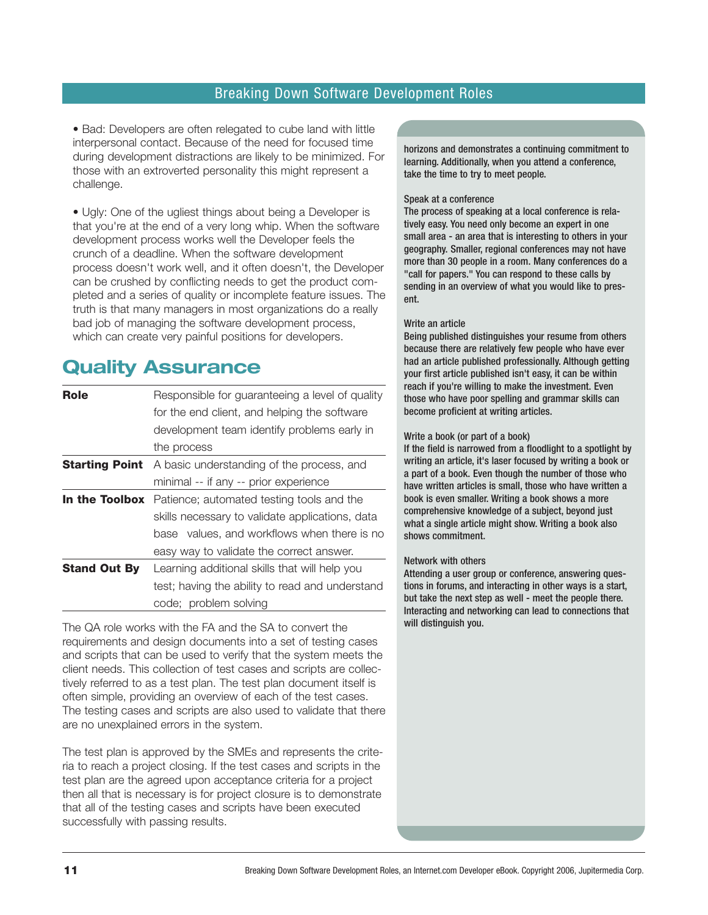• Bad: Developers are often relegated to cube land with little interpersonal contact. Because of the need for focused time during development distractions are likely to be minimized. For those with an extroverted personality this might represent a challenge.

• Ugly: One of the ugliest things about being a Developer is that you're at the end of a very long whip. When the software development process works well the Developer feels the crunch of a deadline. When the software development process doesn't work well, and it often doesn't, the Developer can be crushed by conflicting needs to get the product completed and a series of quality or incomplete feature issues. The truth is that many managers in most organizations do a really bad job of managing the software development process, which can create very painful positions for developers.

## Quality Assurance

| | |
|---|---|
| **Role** | Responsible for guaranteeing a level of quality for the end client, and helping the software development team identify problems early in the process |
| **Starting Point** | A basic understanding of the process, and minimal -- if any -- prior experience |
| **In the Toolbox** | Patience; automated testing tools and the skills necessary to validate applications, data base values, and workflows when there is no easy way to validate the correct answer. |
| **Stand Out By** | Learning additional skills that will help you test; having the ability to read and understand code; problem solving |

The QA role works with the FA and the SA to convert the requirements and design documents into a set of testing cases and scripts that can be used to verify that the system meets the client needs. This collection of test cases and scripts are collectively referred to as a test plan. The test plan document itself is often simple, providing an overview of each of the test cases. The testing cases and scripts are also used to validate that there are no unexplained errors in the system.

The test plan is approved by the SMEs and represents the criteria to reach a project closing. If the test cases and scripts in the test plan are the agreed upon acceptance criteria for a project then all that is necessary is for project closure is to demonstrate that all of the testing cases and scripts have been executed successfully with passing results.

horizons and demonstrates a continuing commitment to learning. Additionally, when you attend a conference, take the time to try to meet people.

Speak at a conference
The process of speaking at a local conference is relatively easy. You need only become an expert in one small area - an area that is interesting to others in your geography. Smaller, regional conferences may not have more than 30 people in a room. Many conferences do a "call for papers." You can respond to these calls by sending in an overview of what you would like to present.

Write an article
Being published distinguishes your resume from others because there are relatively few people who have ever had an article published professionally. Although getting your first article published isn't easy, it can be within reach if you're willing to make the investment. Even those who have poor spelling and grammar skills can become proficient at writing articles.

Write a book (or part of a book)
If the field is narrowed from a floodlight to a spotlight by writing an article, it's laser focused by writing a book or a part of a book. Even though the number of those who have written articles is small, those who have written a book is even smaller. Writing a book shows a more comprehensive knowledge of a subject, beyond just what a single article might show. Writing a book also shows commitment.

Network with others
Attending a user group or conference, answering questions in forums, and interacting in other ways is a start, but take the next step as well - meet the people there. Interacting and networking can lead to connections that will distinguish you.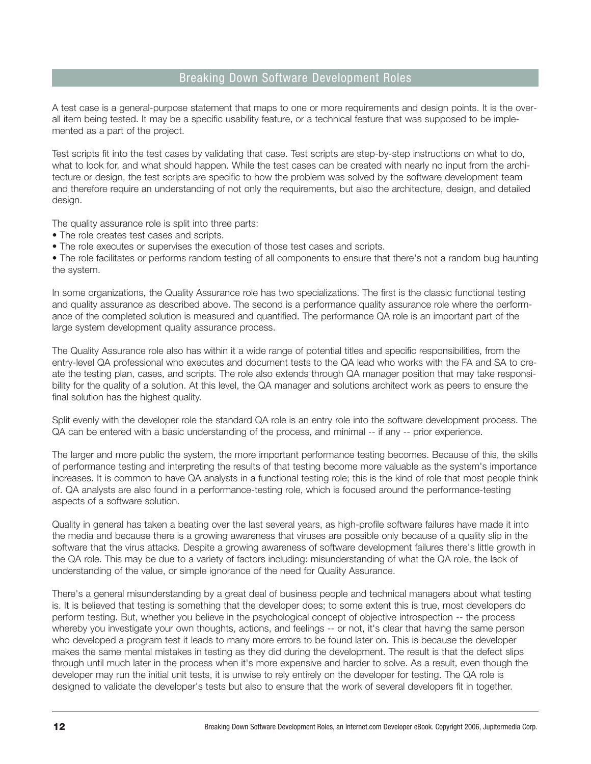A test case is a general-purpose statement that maps to one or more requirements and design points. It is the overall item being tested. It may be a specific usability feature, or a technical feature that was supposed to be implemented as a part of the project.

Test scripts fit into the test cases by validating that case. Test scripts are step-by-step instructions on what to do, what to look for, and what should happen. While the test cases can be created with nearly no input from the architecture or design, the test scripts are specific to how the problem was solved by the software development team and therefore require an understanding of not only the requirements, but also the architecture, design, and detailed design.

The quality assurance role is split into three parts:

- The role creates test cases and scripts.
- The role executes or supervises the execution of those test cases and scripts.
- The role facilitates or performs random testing of all components to ensure that there's not a random bug haunting the system.

In some organizations, the Quality Assurance role has two specializations. The first is the classic functional testing and quality assurance as described above. The second is a performance quality assurance role where the performance of the completed solution is measured and quantified. The performance QA role is an important part of the large system development quality assurance process.

The Quality Assurance role also has within it a wide range of potential titles and specific responsibilities, from the entry-level QA professional who executes and document tests to the QA lead who works with the FA and SA to create the testing plan, cases, and scripts. The role also extends through QA manager position that may take responsibility for the quality of a solution. At this level, the QA manager and solutions architect work as peers to ensure the final solution has the highest quality.

Split evenly with the developer role the standard QA role is an entry role into the software development process. The QA can be entered with a basic understanding of the process, and minimal -- if any -- prior experience.

The larger and more public the system, the more important performance testing becomes. Because of this, the skills of performance testing and interpreting the results of that testing become more valuable as the system's importance increases. It is common to have QA analysts in a functional testing role; this is the kind of role that most people think of. QA analysts are also found in a performance-testing role, which is focused around the performance-testing aspects of a software solution.

Quality in general has taken a beating over the last several years, as high-profile software failures have made it into the media and because there is a growing awareness that viruses are possible only because of a quality slip in the software that the virus attacks. Despite a growing awareness of software development failures there's little growth in the QA role. This may be due to a variety of factors including: misunderstanding of what the QA role, the lack of understanding of the value, or simple ignorance of the need for Quality Assurance.

There's a general misunderstanding by a great deal of business people and technical managers about what testing is. It is believed that testing is something that the developer does; to some extent this is true, most developers do perform testing. But, whether you believe in the psychological concept of objective introspection -- the process whereby you investigate your own thoughts, actions, and feelings -- or not, it's clear that having the same person who developed a program test it leads to many more errors to be found later on. This is because the developer makes the same mental mistakes in testing as they did during the development. The result is that the defect slips through until much later in the process when it's more expensive and harder to solve. As a result, even though the developer may run the initial unit tests, it is unwise to rely entirely on the developer for testing. The QA role is designed to validate the developer's tests but also to ensure that the work of several developers fit in together.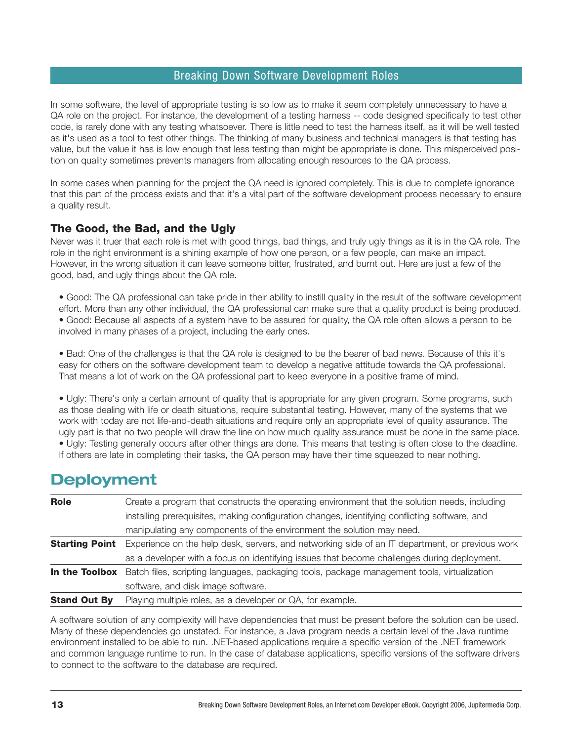In some software, the level of appropriate testing is so low as to make it seem completely unnecessary to have a QA role on the project. For instance, the development of a testing harness -- code designed specifically to test other code, is rarely done with any testing whatsoever. There is little need to test the harness itself, as it will be well tested as it's used as a tool to test other things. The thinking of many business and technical managers is that testing has value, but the value it has is low enough that less testing than might be appropriate is done. This misperceived position on quality sometimes prevents managers from allocating enough resources to the QA process.

In some cases when planning for the project the QA need is ignored completely. This is due to complete ignorance that this part of the process exists and that it's a vital part of the software development process necessary to ensure a quality result.

### The Good, the Bad, and the Ugly

Never was it truer that each role is met with good things, bad things, and truly ugly things as it is in the QA role. The role in the right environment is a shining example of how one person, or a few people, can make an impact. However, in the wrong situation it can leave someone bitter, frustrated, and burnt out. Here are just a few of the good, bad, and ugly things about the QA role.

- Good: The QA professional can take pride in their ability to instill quality in the result of the software development effort. More than any other individual, the QA professional can make sure that a quality product is being produced.
- Good: Because all aspects of a system have to be assured for quality, the QA role often allows a person to be involved in many phases of a project, including the early ones.

- Bad: One of the challenges is that the QA role is designed to be the bearer of bad news. Because of this it's easy for others on the software development team to develop a negative attitude towards the QA professional. That means a lot of work on the QA professional part to keep everyone in a positive frame of mind.

- Ugly: There's only a certain amount of quality that is appropriate for any given program. Some programs, such as those dealing with life or death situations, require substantial testing. However, many of the systems that we work with today are not life-and-death situations and require only an appropriate level of quality assurance. The ugly part is that no two people will draw the line on how much quality assurance must be done in the same place.
- Ugly: Testing generally occurs after other things are done. This means that testing is often close to the deadline. If others are late in completing their tasks, the QA person may have their time squeezed to near nothing.

## Deployment

| | |
|---|---|
| **Role** | Create a program that constructs the operating environment that the solution needs, including installing prerequisites, making configuration changes, identifying conflicting software, and manipulating any components of the environment the solution may need. |
| **Starting Point** | Experience on the help desk, servers, and networking side of an IT department, or previous work as a developer with a focus on identifying issues that become challenges during deployment. |
| **In the Toolbox** | Batch files, scripting languages, packaging tools, package management tools, virtualization software, and disk image software. |
| **Stand Out By** | Playing multiple roles, as a developer or QA, for example. |

A software solution of any complexity will have dependencies that must be present before the solution can be used. Many of these dependencies go unstated. For instance, a Java program needs a certain level of the Java runtime environment installed to be able to run. .NET-based applications require a specific version of the .NET framework and common language runtime to run. In the case of database applications, specific versions of the software drivers to connect to the software to the database are required.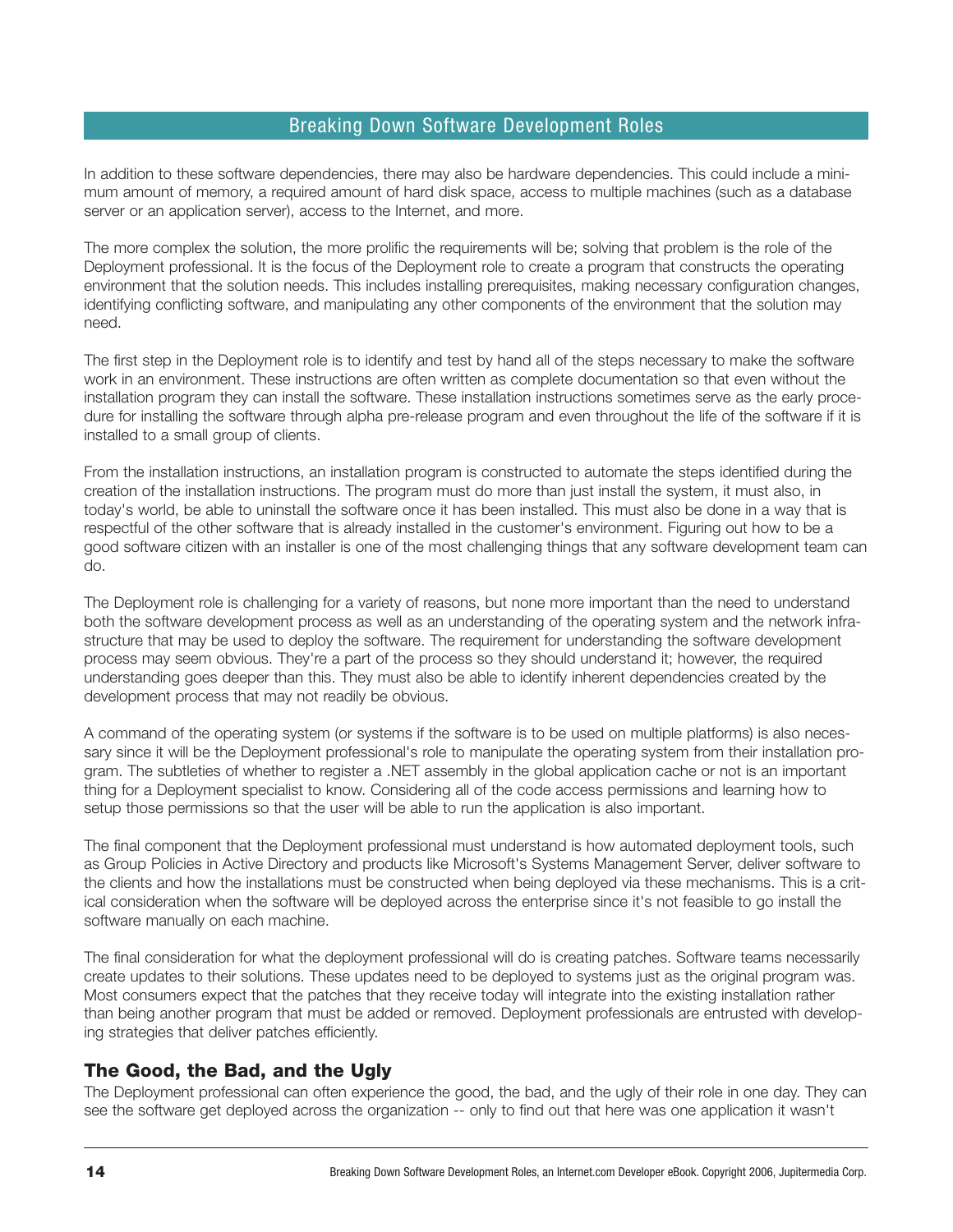In addition to these software dependencies, there may also be hardware dependencies. This could include a minimum amount of memory, a required amount of hard disk space, access to multiple machines (such as a database server or an application server), access to the Internet, and more.

The more complex the solution, the more prolific the requirements will be; solving that problem is the role of the Deployment professional. It is the focus of the Deployment role to create a program that constructs the operating environment that the solution needs. This includes installing prerequisites, making necessary configuration changes, identifying conflicting software, and manipulating any other components of the environment that the solution may need.

The first step in the Deployment role is to identify and test by hand all of the steps necessary to make the software work in an environment. These instructions are often written as complete documentation so that even without the installation program they can install the software. These installation instructions sometimes serve as the early procedure for installing the software through alpha pre-release program and even throughout the life of the software if it is installed to a small group of clients.

From the installation instructions, an installation program is constructed to automate the steps identified during the creation of the installation instructions. The program must do more than just install the system, it must also, in today's world, be able to uninstall the software once it has been installed. This must also be done in a way that is respectful of the other software that is already installed in the customer's environment. Figuring out how to be a good software citizen with an installer is one of the most challenging things that any software development team can do.

The Deployment role is challenging for a variety of reasons, but none more important than the need to understand both the software development process as well as an understanding of the operating system and the network infrastructure that may be used to deploy the software. The requirement for understanding the software development process may seem obvious. They're a part of the process so they should understand it; however, the required understanding goes deeper than this. They must also be able to identify inherent dependencies created by the development process that may not readily be obvious.

A command of the operating system (or systems if the software is to be used on multiple platforms) is also necessary since it will be the Deployment professional's role to manipulate the operating system from their installation program. The subtleties of whether to register a .NET assembly in the global application cache or not is an important thing for a Deployment specialist to know. Considering all of the code access permissions and learning how to setup those permissions so that the user will be able to run the application is also important.

The final component that the Deployment professional must understand is how automated deployment tools, such as Group Policies in Active Directory and products like Microsoft's Systems Management Server, deliver software to the clients and how the installations must be constructed when being deployed via these mechanisms. This is a critical consideration when the software will be deployed across the enterprise since it's not feasible to go install the software manually on each machine.

The final consideration for what the deployment professional will do is creating patches. Software teams necessarily create updates to their solutions. These updates need to be deployed to systems just as the original program was. Most consumers expect that the patches that they receive today will integrate into the existing installation rather than being another program that must be added or removed. Deployment professionals are entrusted with developing strategies that deliver patches efficiently.

## The Good, the Bad, and the Ugly

The Deployment professional can often experience the good, the bad, and the ugly of their role in one day. They can see the software get deployed across the organization -- only to find out that here was one application it wasn't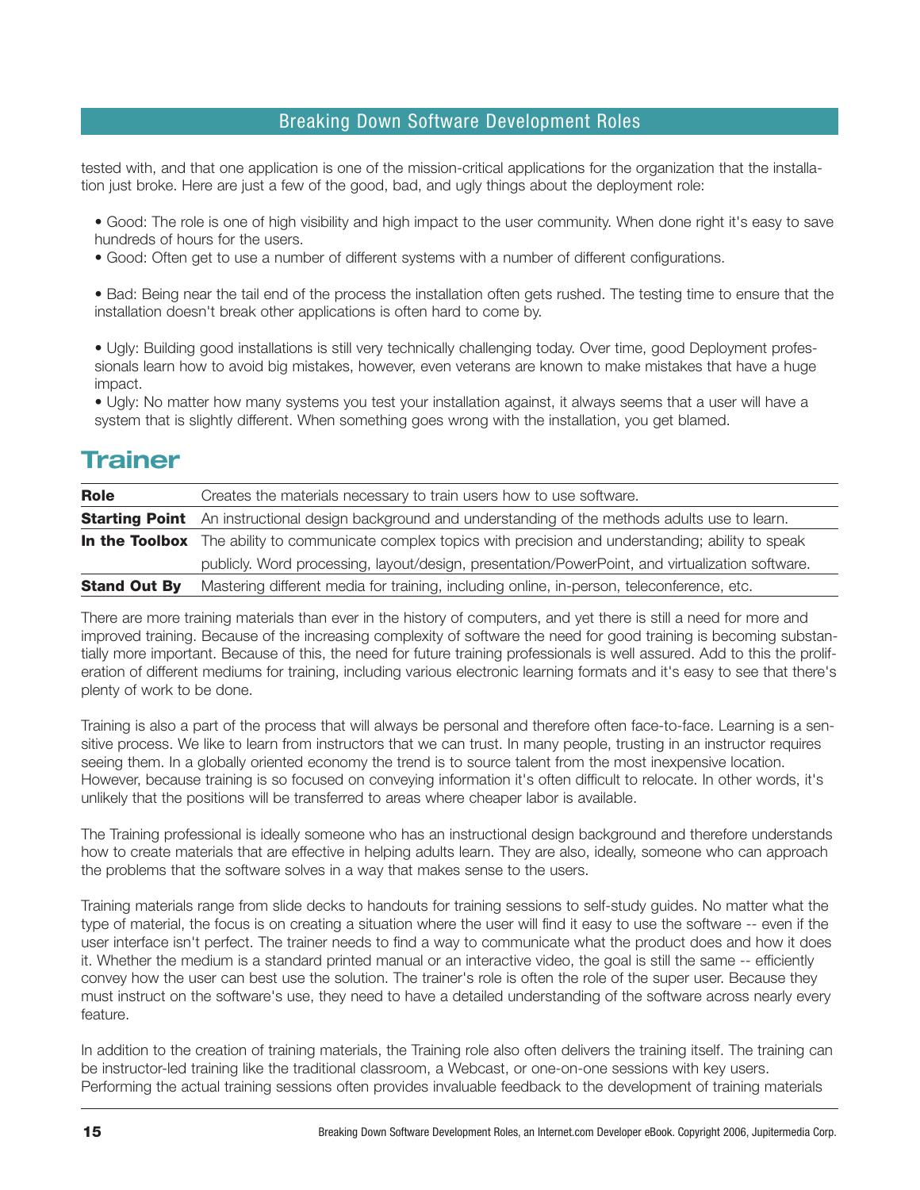tested with, and that one application is one of the mission-critical applications for the organization that the installation just broke. Here are just a few of the good, bad, and ugly things about the deployment role:

- Good: The role is one of high visibility and high impact to the user community. When done right it's easy to save hundreds of hours for the users.
- Good: Often get to use a number of different systems with a number of different configurations.

- Bad: Being near the tail end of the process the installation often gets rushed. The testing time to ensure that the installation doesn't break other applications is often hard to come by.

- Ugly: Building good installations is still very technically challenging today. Over time, good Deployment professionals learn how to avoid big mistakes, however, even veterans are known to make mistakes that have a huge impact.
- Ugly: No matter how many systems you test your installation against, it always seems that a user will have a system that is slightly different. When something goes wrong with the installation, you get blamed.

## Trainer

| | |
|---|---|
| **Role** | Creates the materials necessary to train users how to use software. |
| **Starting Point** | An instructional design background and understanding of the methods adults use to learn. |
| **In the Toolbox** | The ability to communicate complex topics with precision and understanding; ability to speak publicly. Word processing, layout/design, presentation/PowerPoint, and virtualization software. |
| **Stand Out By** | Mastering different media for training, including online, in-person, teleconference, etc. |

There are more training materials than ever in the history of computers, and yet there is still a need for more and improved training. Because of the increasing complexity of software the need for good training is becoming substantially more important. Because of this, the need for future training professionals is well assured. Add to this the proliferation of different mediums for training, including various electronic learning formats and it's easy to see that there's plenty of work to be done.

Training is also a part of the process that will always be personal and therefore often face-to-face. Learning is a sensitive process. We like to learn from instructors that we can trust. In many people, trusting in an instructor requires seeing them. In a globally oriented economy the trend is to source talent from the most inexpensive location. However, because training is so focused on conveying information it's often difficult to relocate. In other words, it's unlikely that the positions will be transferred to areas where cheaper labor is available.

The Training professional is ideally someone who has an instructional design background and therefore understands how to create materials that are effective in helping adults learn. They are also, ideally, someone who can approach the problems that the software solves in a way that makes sense to the users.

Training materials range from slide decks to handouts for training sessions to self-study guides. No matter what the type of material, the focus is on creating a situation where the user will find it easy to use the software -- even if the user interface isn't perfect. The trainer needs to find a way to communicate what the product does and how it does it. Whether the medium is a standard printed manual or an interactive video, the goal is still the same -- efficiently convey how the user can best use the solution. The trainer's role is often the role of the super user. Because they must instruct on the software's use, they need to have a detailed understanding of the software across nearly every feature.

In addition to the creation of training materials, the Training role also often delivers the training itself. The training can be instructor-led training like the traditional classroom, a Webcast, or one-on-one sessions with key users. Performing the actual training sessions often provides invaluable feedback to the development of training materials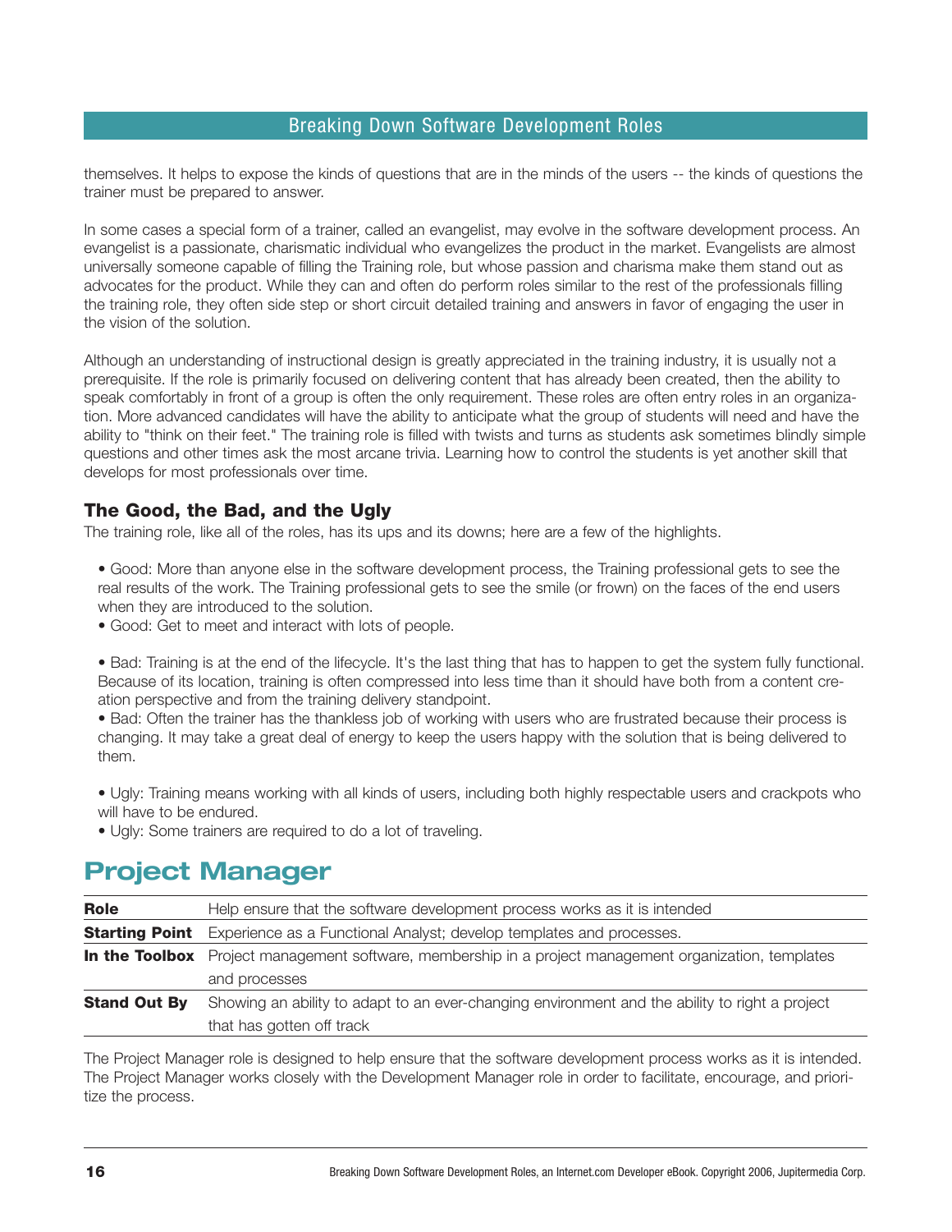themselves. It helps to expose the kinds of questions that are in the minds of the users -- the kinds of questions the trainer must be prepared to answer.

In some cases a special form of a trainer, called an evangelist, may evolve in the software development process. An evangelist is a passionate, charismatic individual who evangelizes the product in the market. Evangelists are almost universally someone capable of filling the Training role, but whose passion and charisma make them stand out as advocates for the product. While they can and often do perform roles similar to the rest of the professionals filling the training role, they often side step or short circuit detailed training and answers in favor of engaging the user in the vision of the solution.

Although an understanding of instructional design is greatly appreciated in the training industry, it is usually not a prerequisite. If the role is primarily focused on delivering content that has already been created, then the ability to speak comfortably in front of a group is often the only requirement. These roles are often entry roles in an organization. More advanced candidates will have the ability to anticipate what the group of students will need and have the ability to "think on their feet." The training role is filled with twists and turns as students ask sometimes blindly simple questions and other times ask the most arcane trivia. Learning how to control the students is yet another skill that develops for most professionals over time.

### The Good, the Bad, and the Ugly

The training role, like all of the roles, has its ups and its downs; here are a few of the highlights.

- Good: More than anyone else in the software development process, the Training professional gets to see the real results of the work. The Training professional gets to see the smile (or frown) on the faces of the end users when they are introduced to the solution.
- Good: Get to meet and interact with lots of people.

- Bad: Training is at the end of the lifecycle. It's the last thing that has to happen to get the system fully functional. Because of its location, training is often compressed into less time than it should have both from a content creation perspective and from the training delivery standpoint.
- Bad: Often the trainer has the thankless job of working with users who are frustrated because their process is changing. It may take a great deal of energy to keep the users happy with the solution that is being delivered to them.

- Ugly: Training means working with all kinds of users, including both highly respectable users and crackpots who will have to be endured.
- Ugly: Some trainers are required to do a lot of traveling.

## Project Manager

| | |
|---|---|
| **Role** | Help ensure that the software development process works as it is intended |
| **Starting Point** | Experience as a Functional Analyst; develop templates and processes. |
| **In the Toolbox** | Project management software, membership in a project management organization, templates and processes |
| **Stand Out By** | Showing an ability to adapt to an ever-changing environment and the ability to right a project that has gotten off track |

The Project Manager role is designed to help ensure that the software development process works as it is intended. The Project Manager works closely with the Development Manager role in order to facilitate, encourage, and prioritize the process.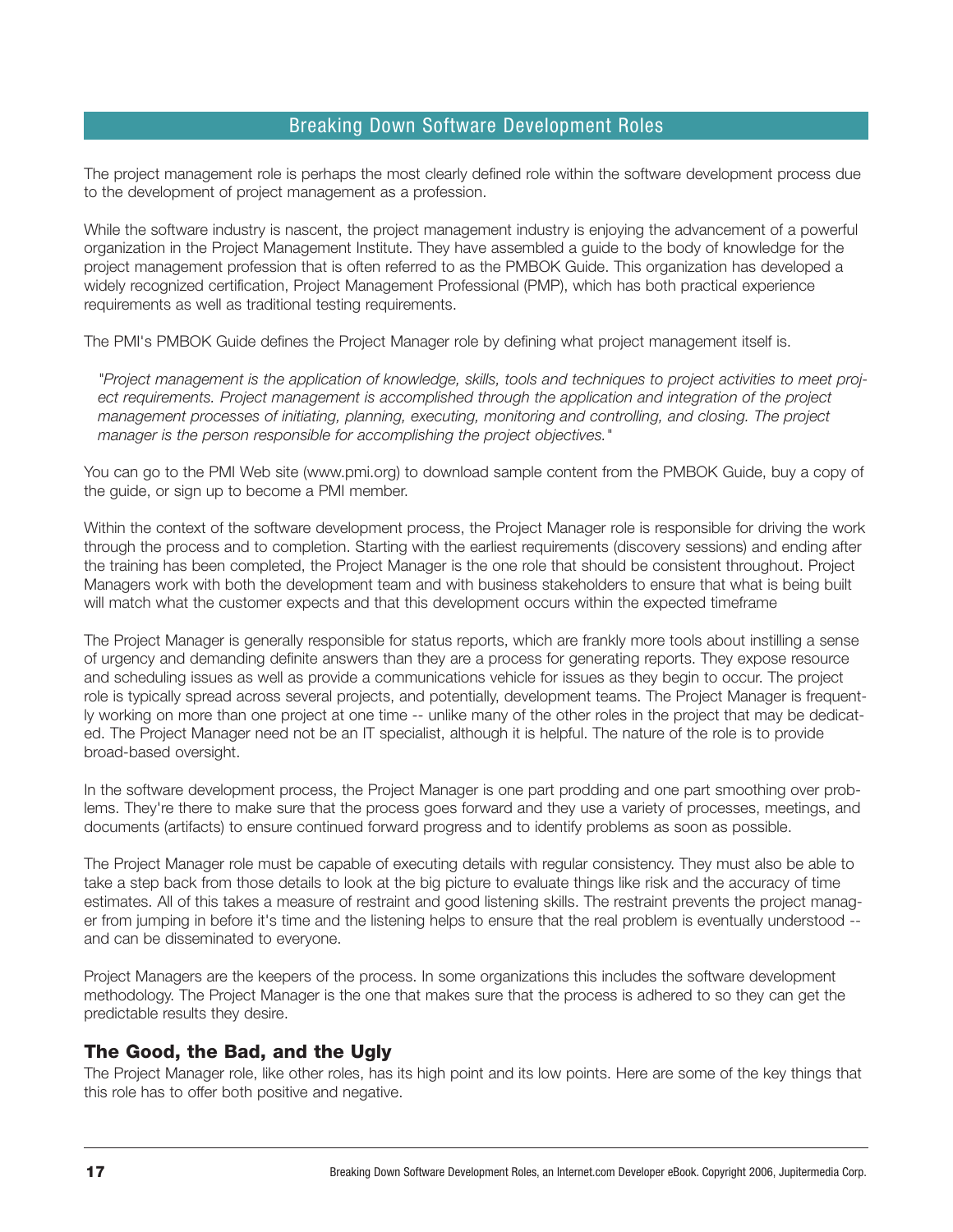The project management role is perhaps the most clearly defined role within the software development process due to the development of project management as a profession.

While the software industry is nascent, the project management industry is enjoying the advancement of a powerful organization in the Project Management Institute. They have assembled a guide to the body of knowledge for the project management profession that is often referred to as the PMBOK Guide. This organization has developed a widely recognized certification, Project Management Professional (PMP), which has both practical experience requirements as well as traditional testing requirements.

The PMI's PMBOK Guide defines the Project Manager role by defining what project management itself is.

> *"Project management is the application of knowledge, skills, tools and techniques to project activities to meet project requirements. Project management is accomplished through the application and integration of the project management processes of initiating, planning, executing, monitoring and controlling, and closing. The project manager is the person responsible for accomplishing the project objectives."*

You can go to the PMI Web site (www.pmi.org) to download sample content from the PMBOK Guide, buy a copy of the guide, or sign up to become a PMI member.

Within the context of the software development process, the Project Manager role is responsible for driving the work through the process and to completion. Starting with the earliest requirements (discovery sessions) and ending after the training has been completed, the Project Manager is the one role that should be consistent throughout. Project Managers work with both the development team and with business stakeholders to ensure that what is being built will match what the customer expects and that this development occurs within the expected timeframe

The Project Manager is generally responsible for status reports, which are frankly more tools about instilling a sense of urgency and demanding definite answers than they are a process for generating reports. They expose resource and scheduling issues as well as provide a communications vehicle for issues as they begin to occur. The project role is typically spread across several projects, and potentially, development teams. The Project Manager is frequently working on more than one project at one time -- unlike many of the other roles in the project that may be dedicated. The Project Manager need not be an IT specialist, although it is helpful. The nature of the role is to provide broad-based oversight.

In the software development process, the Project Manager is one part prodding and one part smoothing over problems. They're there to make sure that the process goes forward and they use a variety of processes, meetings, and documents (artifacts) to ensure continued forward progress and to identify problems as soon as possible.

The Project Manager role must be capable of executing details with regular consistency. They must also be able to take a step back from those details to look at the big picture to evaluate things like risk and the accuracy of time estimates. All of this takes a measure of restraint and good listening skills. The restraint prevents the project manager from jumping in before it's time and the listening helps to ensure that the real problem is eventually understood -- and can be disseminated to everyone.

Project Managers are the keepers of the process. In some organizations this includes the software development methodology. The Project Manager is the one that makes sure that the process is adhered to so they can get the predictable results they desire.

### The Good, the Bad, and the Ugly

The Project Manager role, like other roles, has its high point and its low points. Here are some of the key things that this role has to offer both positive and negative.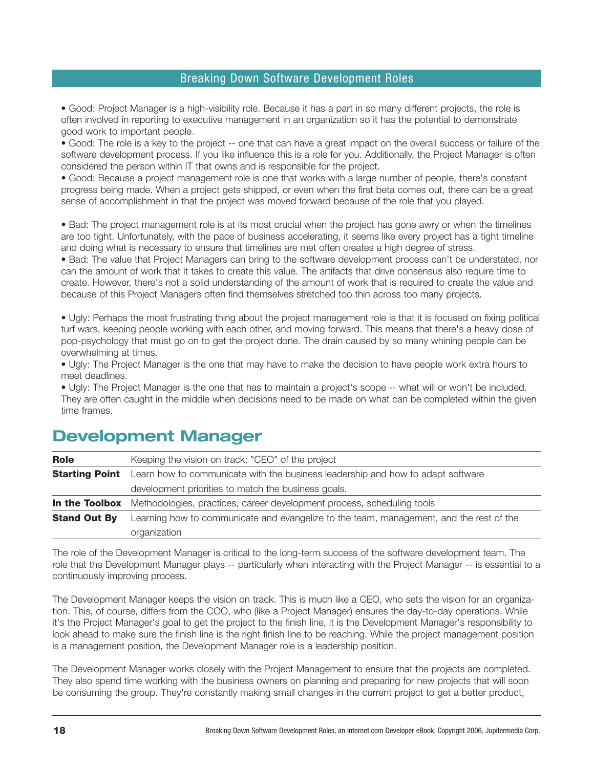• Good: Project Manager is a high-visibility role. Because it has a part in so many different projects, the role is often involved in reporting to executive management in an organization so it has the potential to demonstrate good work to important people.
• Good: The role is a key to the project -- one that can have a great impact on the overall success or failure of the software development process. If you like influence this is a role for you. Additionally, the Project Manager is often considered the person within IT that owns and is responsible for the project.
• Good: Because a project management role is one that works with a large number of people, there's constant progress being made. When a project gets shipped, or even when the first beta comes out, there can be a great sense of accomplishment in that the project was moved forward because of the role that you played.

• Bad: The project management role is at its most crucial when the project has gone awry or when the timelines are too tight. Unfortunately, with the pace of business accelerating, it seems like every project has a tight timeline and doing what is necessary to ensure that timelines are met often creates a high degree of stress.
• Bad: The value that Project Managers can bring to the software development process can't be understated, nor can the amount of work that it takes to create this value. The artifacts that drive consensus also require time to create. However, there's not a solid understanding of the amount of work that is required to create the value and because of this Project Managers often find themselves stretched too thin across too many projects.

• Ugly: Perhaps the most frustrating thing about the project management role is that it is focused on fixing political turf wars, keeping people working with each other, and moving forward. This means that there's a heavy dose of pop-psychology that must go on to get the project done. The drain caused by so many whining people can be overwhelming at times.
• Ugly: The Project Manager is the one that may have to make the decision to have people work extra hours to meet deadlines.
• Ugly: The Project Manager is the one that has to maintain a project's scope -- what will or won't be included. They are often caught in the middle when decisions need to be made on what can be completed within the given time frames.

## Development Manager

| | |
|---|---|
| **Role** | Keeping the vision on track; "CEO" of the project |
| **Starting Point** | Learn how to communicate with the business leadership and how to adapt software development priorities to match the business goals. |
| **In the Toolbox** | Methodologies, practices, career development process, scheduling tools |
| **Stand Out By** | Learning how to communicate and evangelize to the team, management, and the rest of the organization |

The role of the Development Manager is critical to the long-term success of the software development team. The role that the Development Manager plays -- particularly when interacting with the Project Manager -- is essential to a continuously improving process.

The Development Manager keeps the vision on track. This is much like a CEO, who sets the vision for an organization. This, of course, differs from the COO, who (like a Project Manager) ensures the day-to-day operations. While it's the Project Manager's goal to get the project to the finish line, it is the Development Manager's responsibility to look ahead to make sure the finish line is the right finish line to be reaching. While the project management position is a management position, the Development Manager role is a leadership position.

The Development Manager works closely with the Project Management to ensure that the projects are completed. They also spend time working with the business owners on planning and preparing for new projects that will soon be consuming the group. They're constantly making small changes in the current project to get a better product,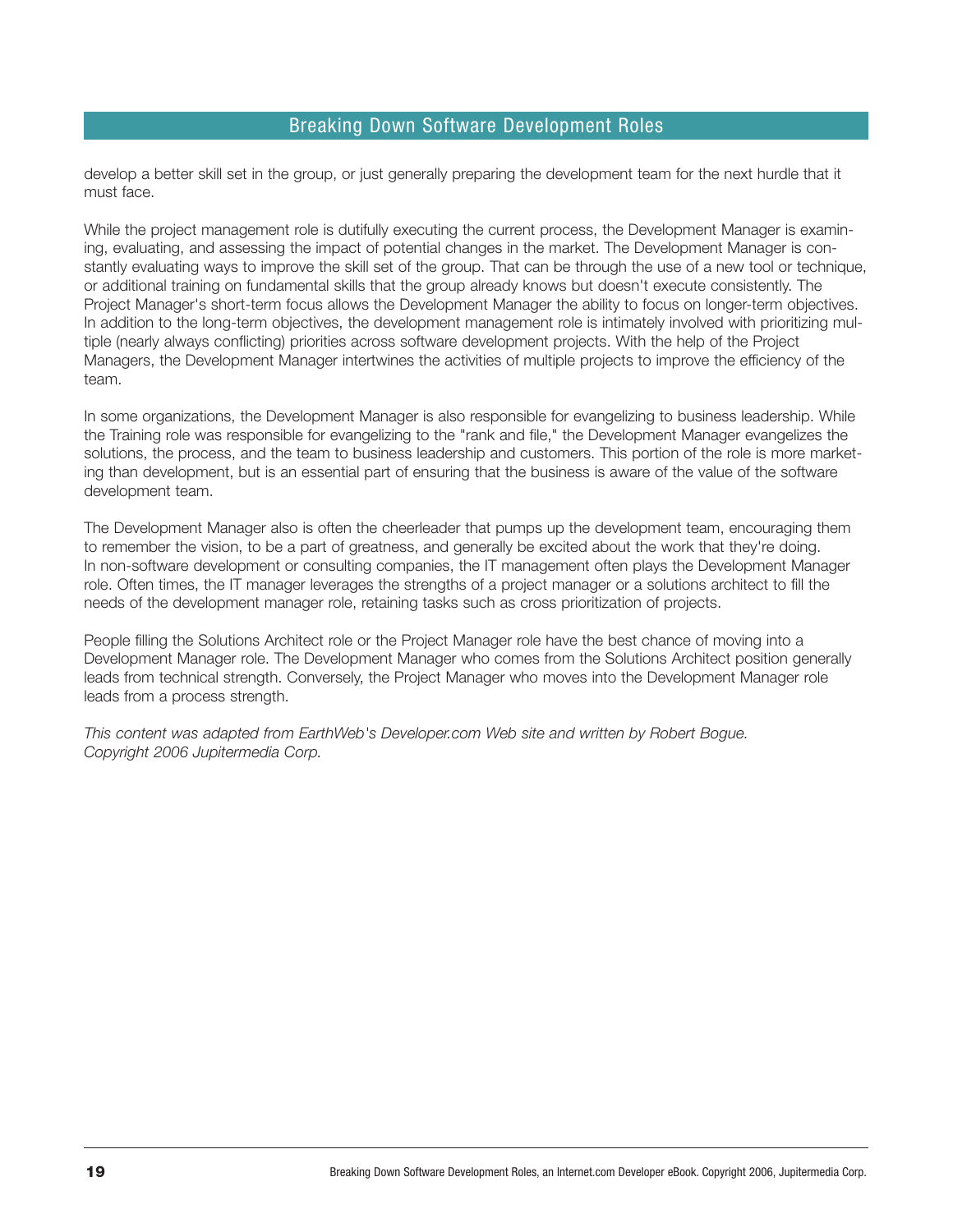develop a better skill set in the group, or just generally preparing the development team for the next hurdle that it must face.

While the project management role is dutifully executing the current process, the Development Manager is examining, evaluating, and assessing the impact of potential changes in the market. The Development Manager is constantly evaluating ways to improve the skill set of the group. That can be through the use of a new tool or technique, or additional training on fundamental skills that the group already knows but doesn't execute consistently. The Project Manager's short-term focus allows the Development Manager the ability to focus on longer-term objectives. In addition to the long-term objectives, the development management role is intimately involved with prioritizing multiple (nearly always conflicting) priorities across software development projects. With the help of the Project Managers, the Development Manager intertwines the activities of multiple projects to improve the efficiency of the team.

In some organizations, the Development Manager is also responsible for evangelizing to business leadership. While the Training role was responsible for evangelizing to the "rank and file," the Development Manager evangelizes the solutions, the process, and the team to business leadership and customers. This portion of the role is more marketing than development, but is an essential part of ensuring that the business is aware of the value of the software development team.

The Development Manager also is often the cheerleader that pumps up the development team, encouraging them to remember the vision, to be a part of greatness, and generally be excited about the work that they're doing. In non-software development or consulting companies, the IT management often plays the Development Manager role. Often times, the IT manager leverages the strengths of a project manager or a solutions architect to fill the needs of the development manager role, retaining tasks such as cross prioritization of projects.

People filling the Solutions Architect role or the Project Manager role have the best chance of moving into a Development Manager role. The Development Manager who comes from the Solutions Architect position generally leads from technical strength. Conversely, the Project Manager who moves into the Development Manager role leads from a process strength.

*This content was adapted from EarthWeb's Developer.com Web site and written by Robert Bogue. Copyright 2006 Jupitermedia Corp.*